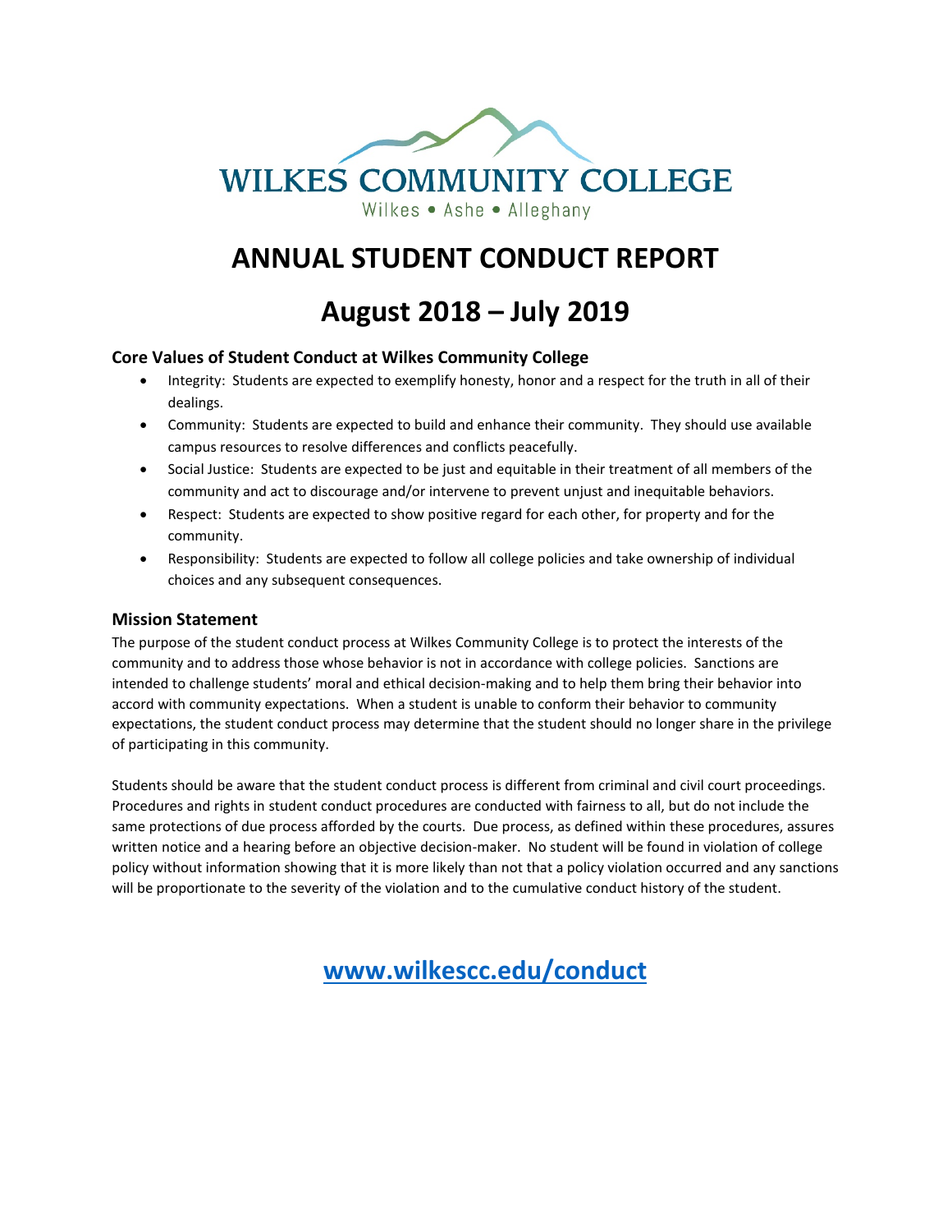WILKES COMMUNITY COLLEGE

Wilkes • Ashe • Alleghany

# ANNUAL STUDENT CONDUCT REPORT

# August 2018 – July 2019

### Core Values of Student Conduct at Wilkes Community College

- Integrity: Students are expected to exemplify honesty, honor and a respect for the truth in all of their dealings.
- Community: Students are expected to build and enhance their community. They should use available campus resources to resolve differences and conflicts peacefully.
- Social Justice: Students are expected to be just and equitable in their treatment of all members of the community and act to discourage and/or intervene to prevent unjust and inequitable behaviors.
- Respect: Students are expected to show positive regard for each other, for property and for the community.
- Responsibility: Students are expected to follow all college policies and take ownership of individual choices and any subsequent consequences.

### Mission Statement

The purpose of the student conduct process at Wilkes Community College is to protect the interests of the community and to address those whose behavior is not in accordance with college policies. Sanctions are intended to challenge students' moral and ethical decision-making and to help them bring their behavior into accord with community expectations. When a student is unable to conform their behavior to community expectations, the student conduct process may determine that the student should no longer share in the privilege of participating in this community.

Students should be aware that the student conduct process is different from criminal and civil court proceedings. Procedures and rights in student conduct procedures are conducted with fairness to all, but do not include the same protections of due process afforded by the courts. Due process, as defined within these procedures, assures written notice and a hearing before an objective decision-maker. No student will be found in violation of college policy without information showing that it is more likely than not that a policy violation occurred and any sanctions will be proportionate to the severity of the violation and to the cumulative conduct history of the student.

## www.wilkescc.edu/conduct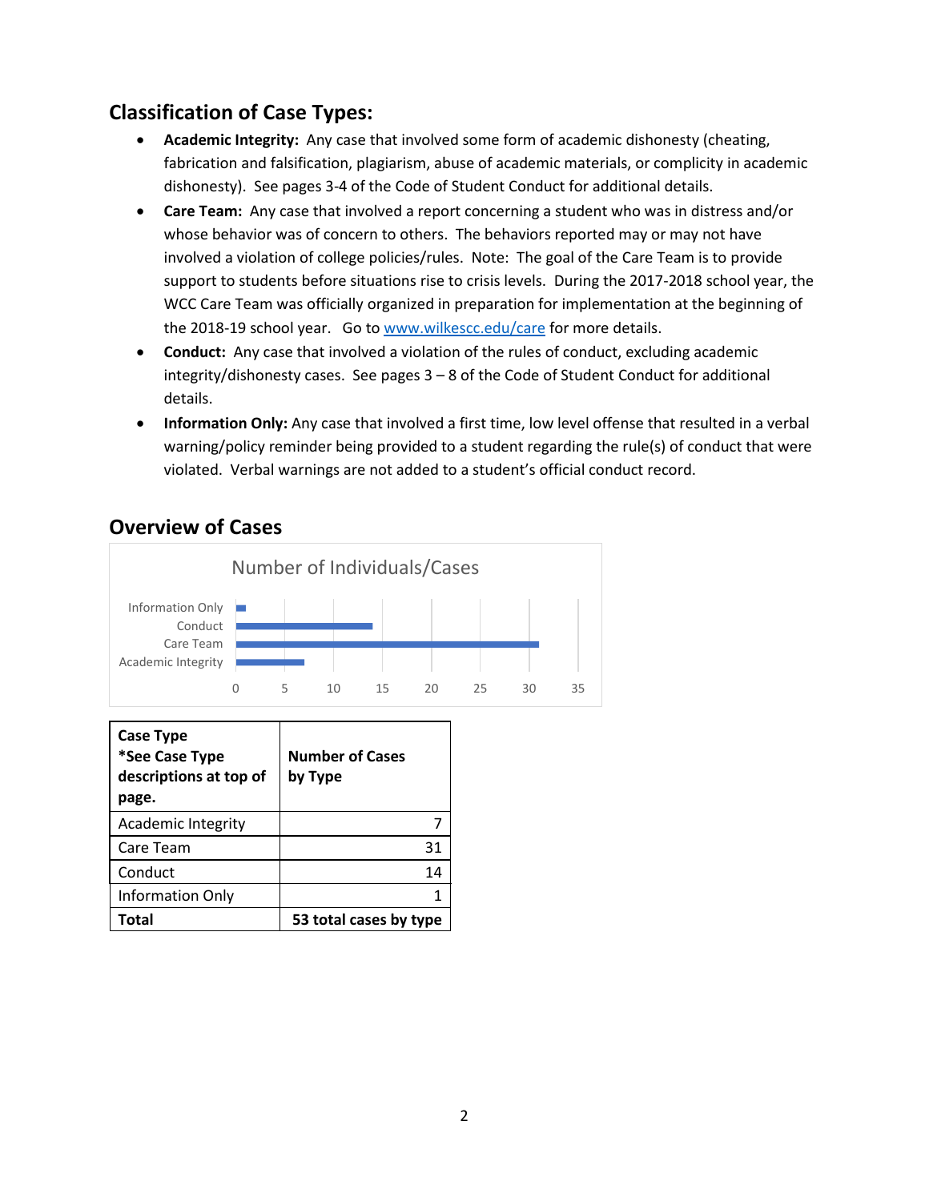## Classification of Case Types:

- **Academic Integrity:** Any case that involved some form of academic dishonesty (cheating, fabrication and falsification, plagiarism, abuse of academic materials, or complicity in academic dishonesty). See pages 3-4 of the Code of Student Conduct for additional details.
- **Care Team:** Any case that involved a report concerning a student who was in distress and/or whose behavior was of concern to others. The behaviors reported may or may not have involved a violation of college policies/rules. Note: The goal of the Care Team is to provide support to students before situations rise to crisis levels. During the 2017-2018 school year, the WCC Care Team was officially organized in preparation for implementation at the beginning of the 2018-19 school year. Go to [www.wilkescc.edu/care](http://www.wilkescc.edu/care) for more details.
- **Conduct:** Any case that involved a violation of the rules of conduct, excluding academic integrity/dishonesty cases. See pages 3 – 8 of the Code of Student Conduct for additional details.
- **Information Only:** Any case that involved a first time, low level offense that resulted in a verbal warning/policy reminder being provided to a student regarding the rule(s) of conduct that were violated. Verbal warnings are not added to a student's official conduct record.

## Overview of Cases

Number of Individuals/Cases

| Category | Value |
|---|---|
| Information Only | 1 |
| Conduct | 14 |
| Care Team | 31 |
| Academic Integrity | 7 |

| Case Type *See Case Type descriptions at top of page. | Number of Cases by Type |
|---|---|
| Academic Integrity | 7 |
| Care Team | 31 |
| Conduct | 14 |
| Information Only | 1 |
| **Total** | **53 total cases by type** |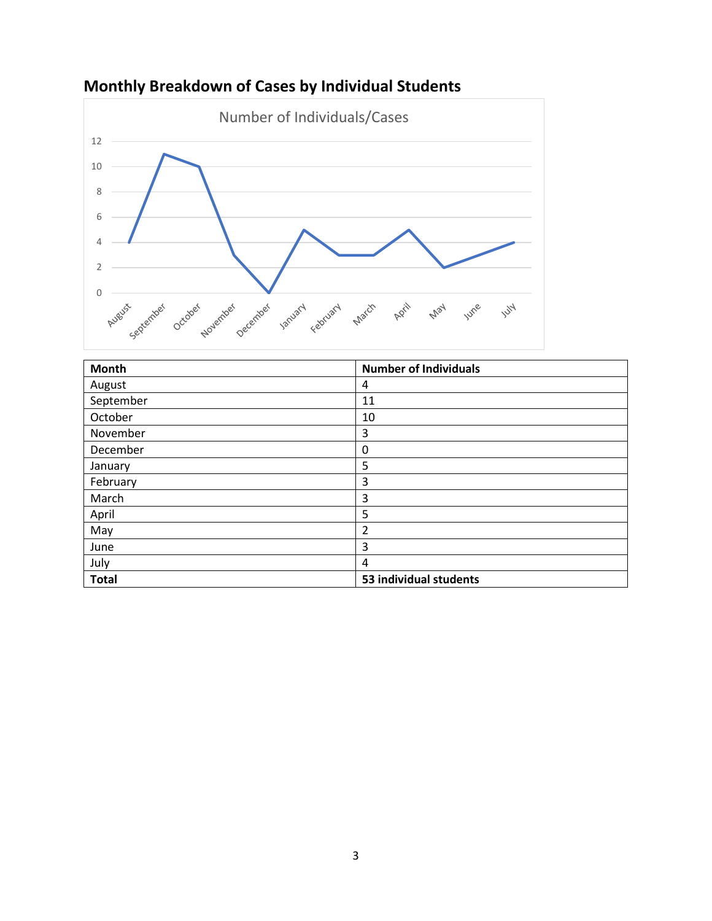## Monthly Breakdown of Cases by Individual Students

| Month | Number of Individuals |
|---|---|
| August | 4 |
| September | 11 |
| October | 10 |
| November | 3 |
| December | 0 |
| January | 5 |
| February | 3 |
| March | 3 |
| April | 5 |
| May | 2 |
| June | 3 |
| July | 4 |
| **Total** | **53 individual students** |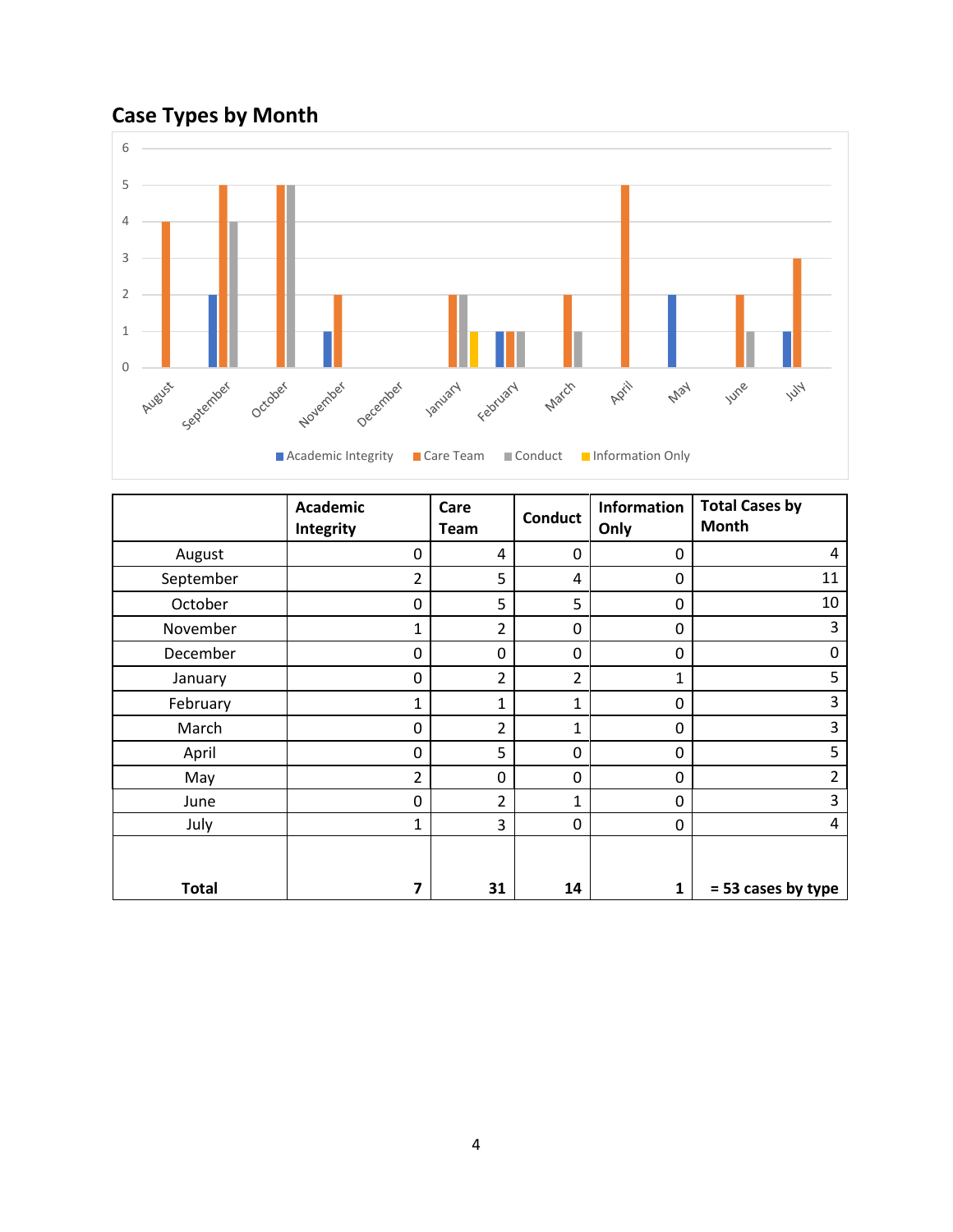## Case Types by Month

| | Academic Integrity | Care Team | Conduct | Information Only | Total Cases by Month |
|---|---|---|---|---|---|
| August | 0 | 4 | 0 | 0 | 4 |
| September | 2 | 5 | 4 | 0 | 11 |
| October | 0 | 5 | 5 | 0 | 10 |
| November | 1 | 2 | 0 | 0 | 3 |
| December | 0 | 0 | 0 | 0 | 0 |
| January | 0 | 2 | 2 | 1 | 5 |
| February | 1 | 1 | 1 | 0 | 3 |
| March | 0 | 2 | 1 | 0 | 3 |
| April | 0 | 5 | 0 | 0 | 5 |
| May | 2 | 0 | 0 | 0 | 2 |
| June | 0 | 2 | 1 | 0 | 3 |
| July | 1 | 3 | 0 | 0 | 4 |
| **Total** | **7** | **31** | **14** | **1** | **= 53 cases by type** |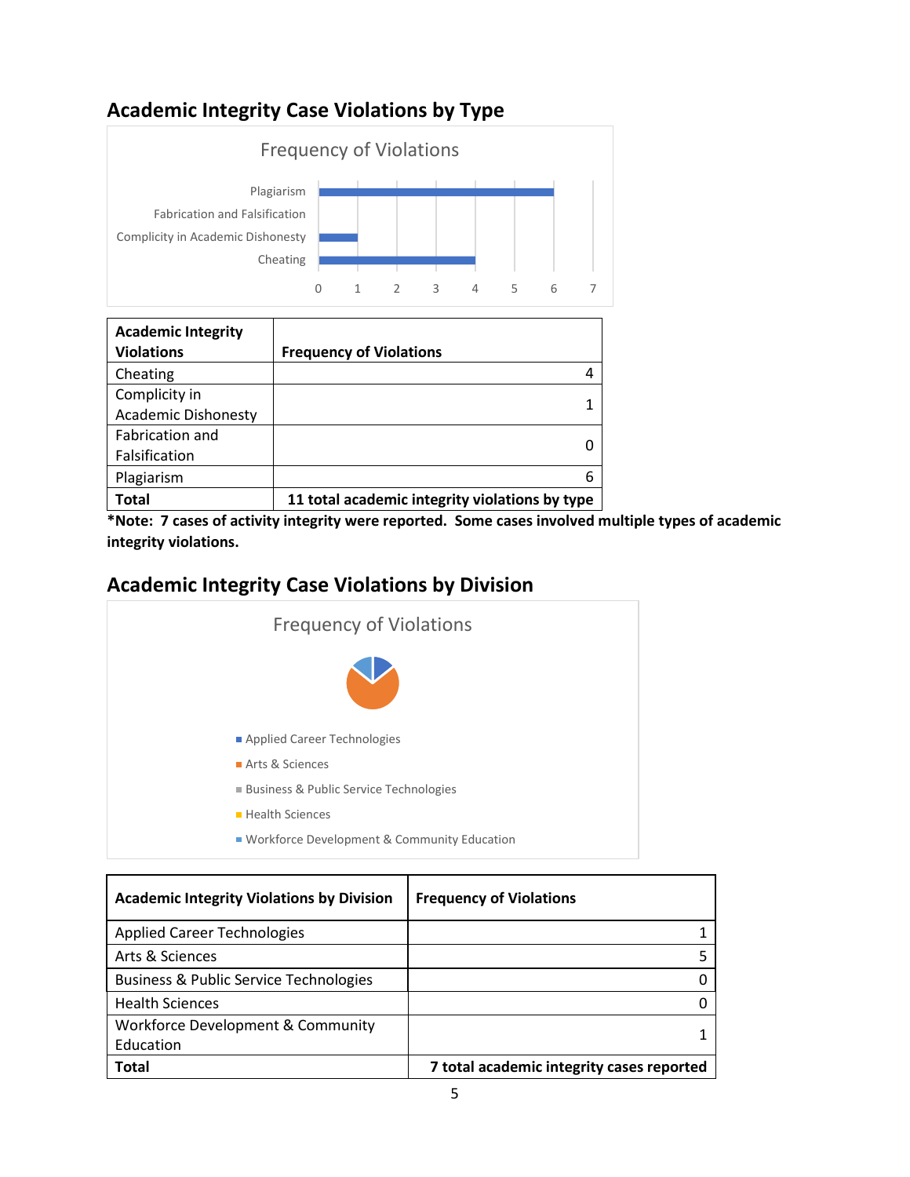## Academic Integrity Case Violations by Type

Frequency of Violations

| Academic Integrity Violations | Frequency of Violations |
|---|---|
| Cheating | 4 |
| Complicity in Academic Dishonesty | 1 |
| Fabrication and Falsification | 0 |
| Plagiarism | 6 |
| **Total** | **11 total academic integrity violations by type** |

**\*Note: 7 cases of activity integrity were reported. Some cases involved multiple types of academic integrity violations.**

## Academic Integrity Case Violations by Division

Frequency of Violations

- Applied Career Technologies
- Arts & Sciences
- Business & Public Service Technologies
- Health Sciences
- Workforce Development & Community Education

| Academic Integrity Violations by Division | Frequency of Violations |
|---|---|
| Applied Career Technologies | 1 |
| Arts & Sciences | 5 |
| Business & Public Service Technologies | 0 |
| Health Sciences | 0 |
| Workforce Development & Community Education | 1 |
| **Total** | **7 total academic integrity cases reported** |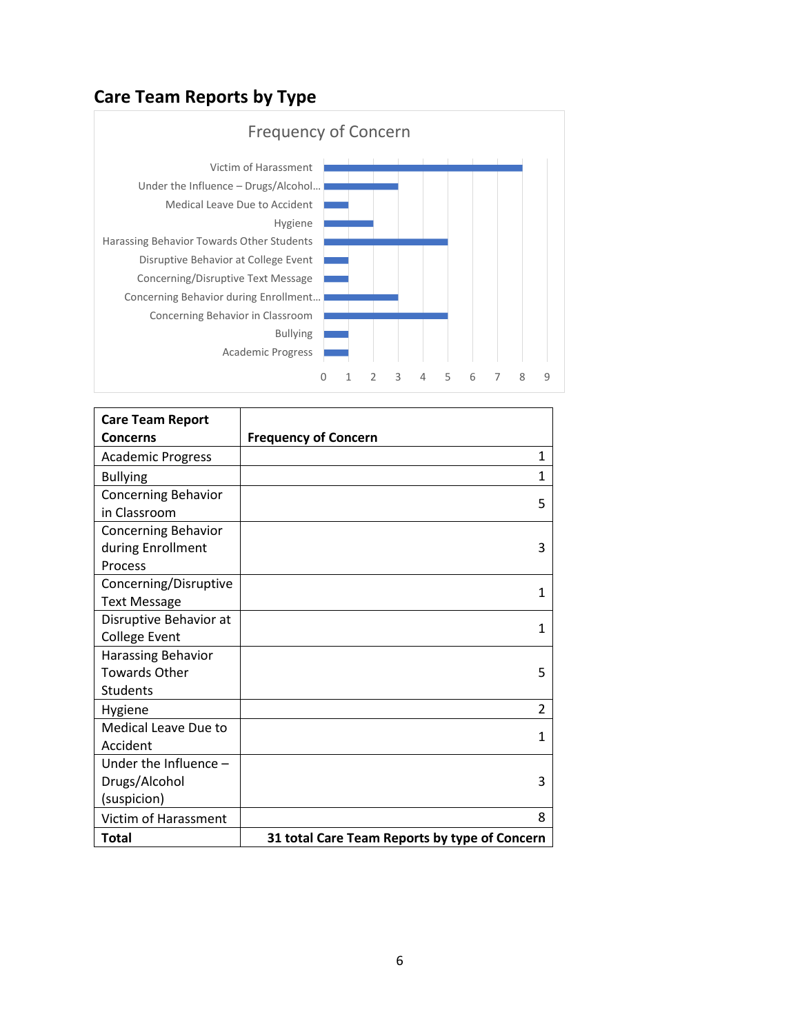## Care Team Reports by Type

| Care Team Report Concerns | Frequency of Concern |
|---|---|
| Academic Progress | 1 |
| Bullying | 1 |
| Concerning Behavior in Classroom | 5 |
| Concerning Behavior during Enrollment Process | 3 |
| Concerning/Disruptive Text Message | 1 |
| Disruptive Behavior at College Event | 1 |
| Harassing Behavior Towards Other Students | 5 |
| Hygiene | 2 |
| Medical Leave Due to Accident | 1 |
| Under the Influence – Drugs/Alcohol (suspicion) | 3 |
| Victim of Harassment | 8 |
| **Total** | **31 total Care Team Reports by type of Concern** |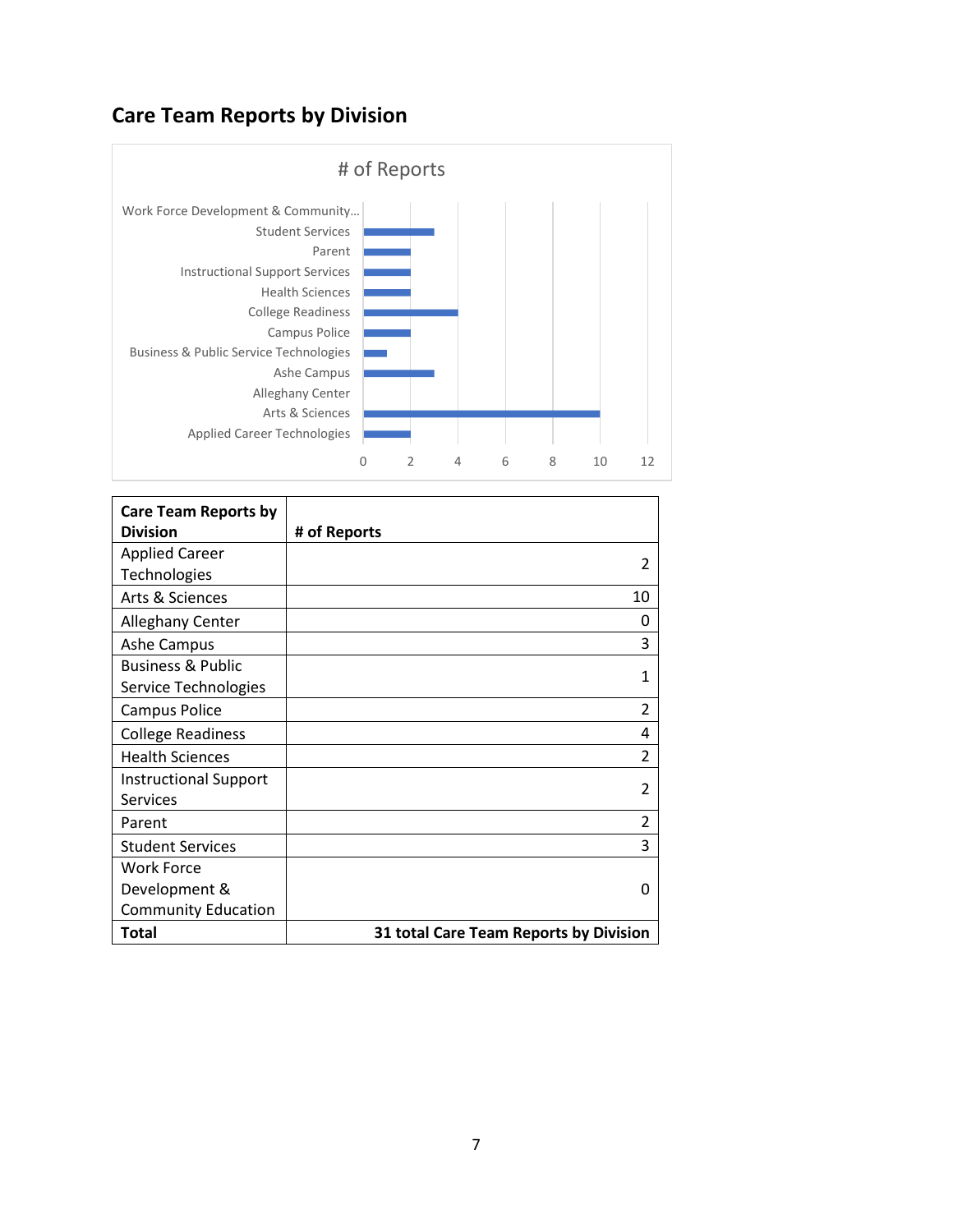## Care Team Reports by Division

| Care Team Reports by Division | # of Reports |
|---|---|
| Applied Career Technologies | 2 |
| Arts & Sciences | 10 |
| Alleghany Center | 0 |
| Ashe Campus | 3 |
| Business & Public Service Technologies | 1 |
| Campus Police | 2 |
| College Readiness | 4 |
| Health Sciences | 2 |
| Instructional Support Services | 2 |
| Parent | 2 |
| Student Services | 3 |
| Work Force Development & Community Education | 0 |
| **Total** | **31 total Care Team Reports by Division** |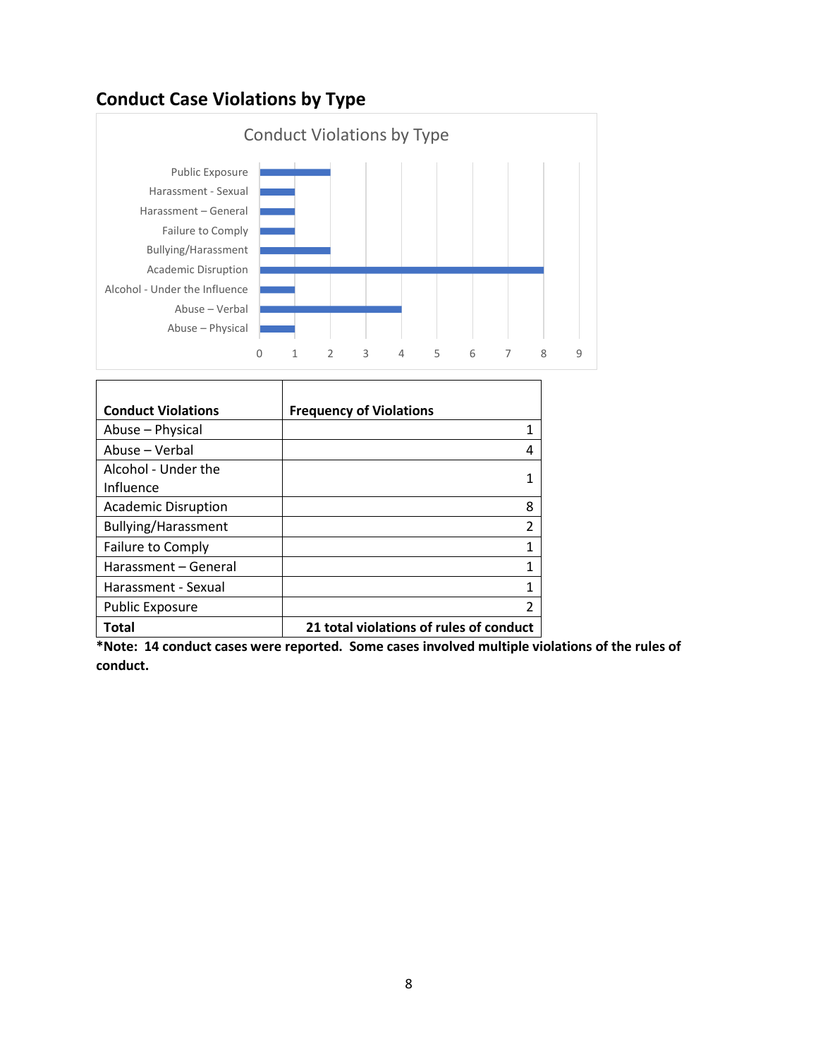## Conduct Case Violations by Type

Conduct Violations by Type

| Conduct Violations | Frequency of Violations |
|---|---|
| Abuse – Physical | 1 |
| Abuse – Verbal | 4 |
| Alcohol - Under the Influence | 1 |
| Academic Disruption | 8 |
| Bullying/Harassment | 2 |
| Failure to Comply | 1 |
| Harassment – General | 1 |
| Harassment - Sexual | 1 |
| Public Exposure | 2 |
| **Total** | **21 total violations of rules of conduct** |

**\*Note: 14 conduct cases were reported. Some cases involved multiple violations of the rules of conduct.**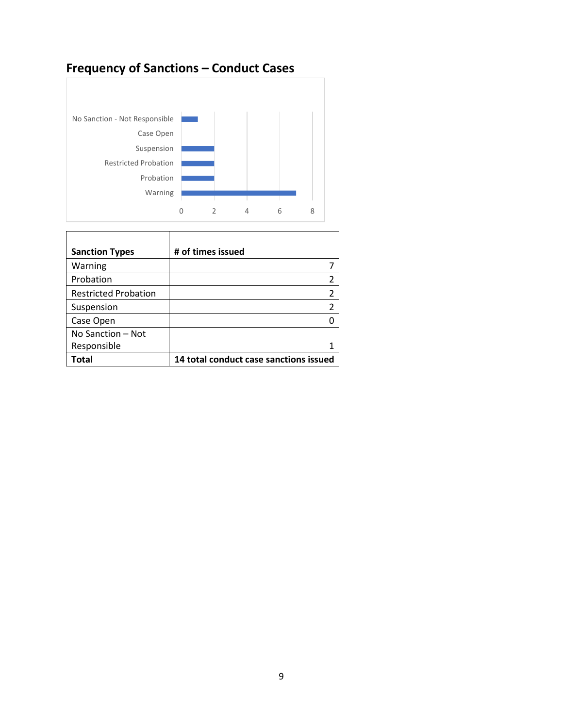## Frequency of Sanctions – Conduct Cases

| Sanction Types | # of times issued |
| --- | --- |
| Warning | 7 |
| Probation | 2 |
| Restricted Probation | 2 |
| Suspension | 2 |
| Case Open | 0 |
| No Sanction – Not Responsible | 1 |
| **Total** | **14 total conduct case sanctions issued** |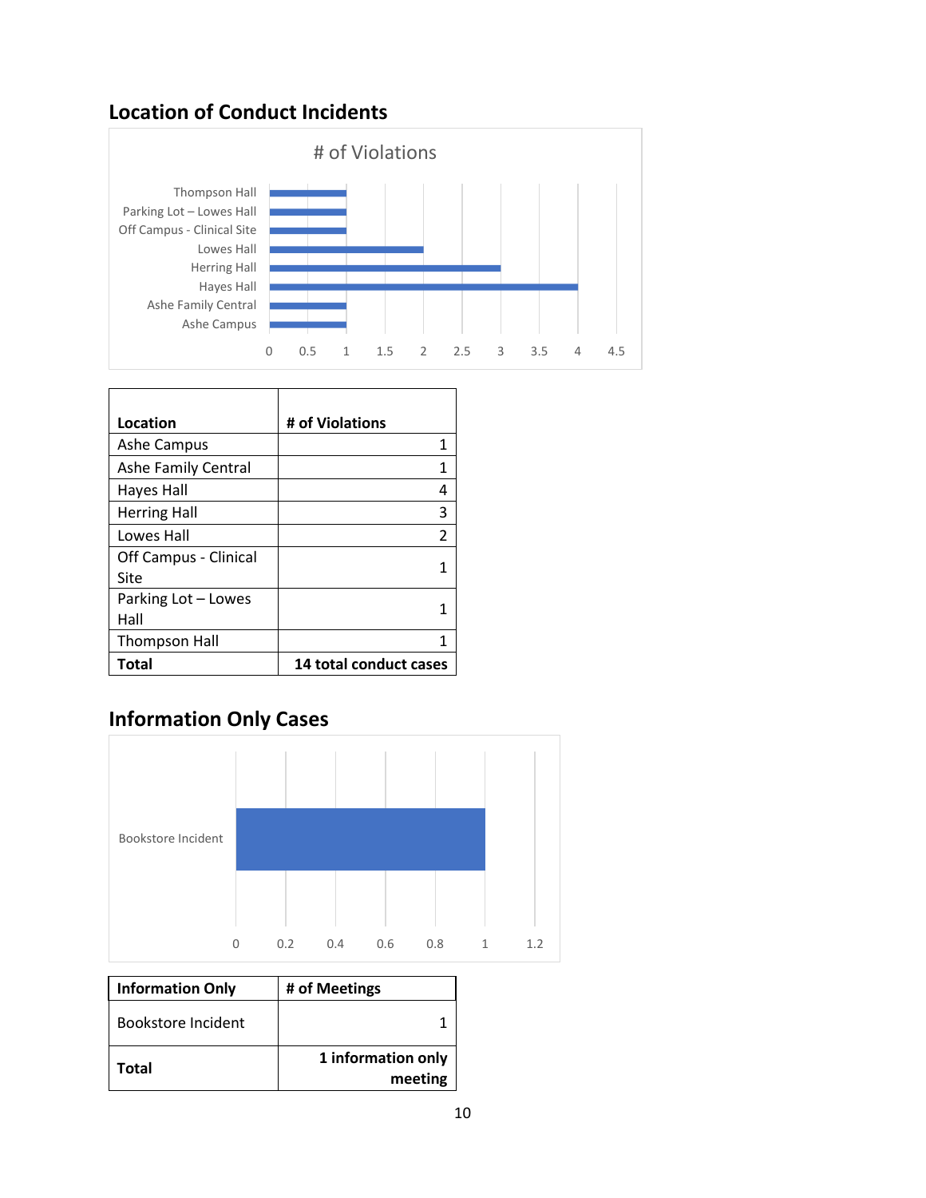## Location of Conduct Incidents

| Location | # of Violations |
|---|---|
| Ashe Campus | 1 |
| Ashe Family Central | 1 |
| Hayes Hall | 4 |
| Herring Hall | 3 |
| Lowes Hall | 2 |
| Off Campus - Clinical Site | 1 |
| Parking Lot – Lowes Hall | 1 |
| Thompson Hall | 1 |
| **Total** | **14 total conduct cases** |

## Information Only Cases

| Information Only | # of Meetings |
|---|---|
| Bookstore Incident | 1 |
| **Total** | **1 information only meeting** |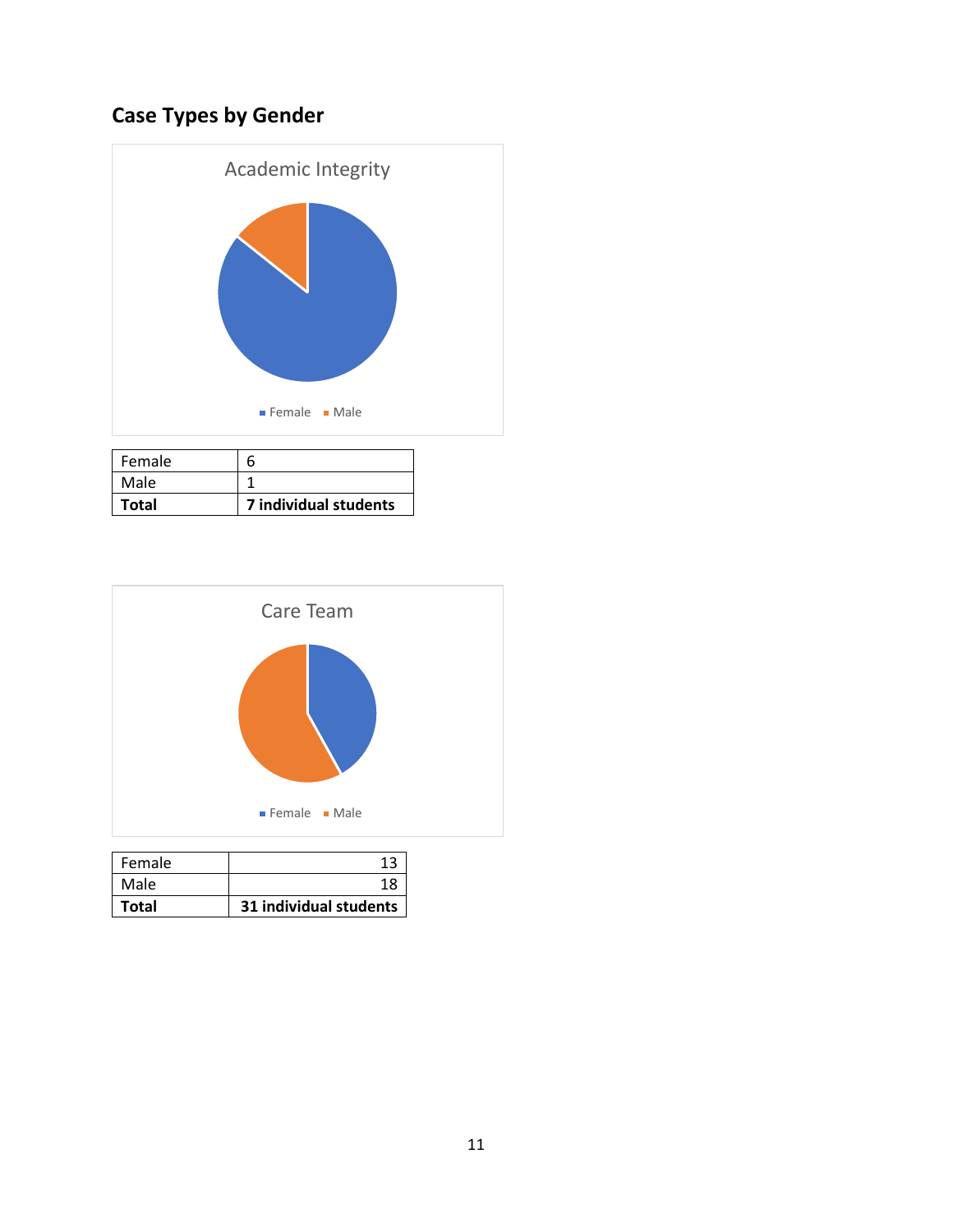## Case Types by Gender

Academic Integrity

Female Male

| Female | 6 |
|---|---|
| Male | 1 |
| **Total** | **7 individual students** |

Care Team

Female Male

| Female | 13 |
|---|---|
| Male | 18 |
| **Total** | **31 individual students** |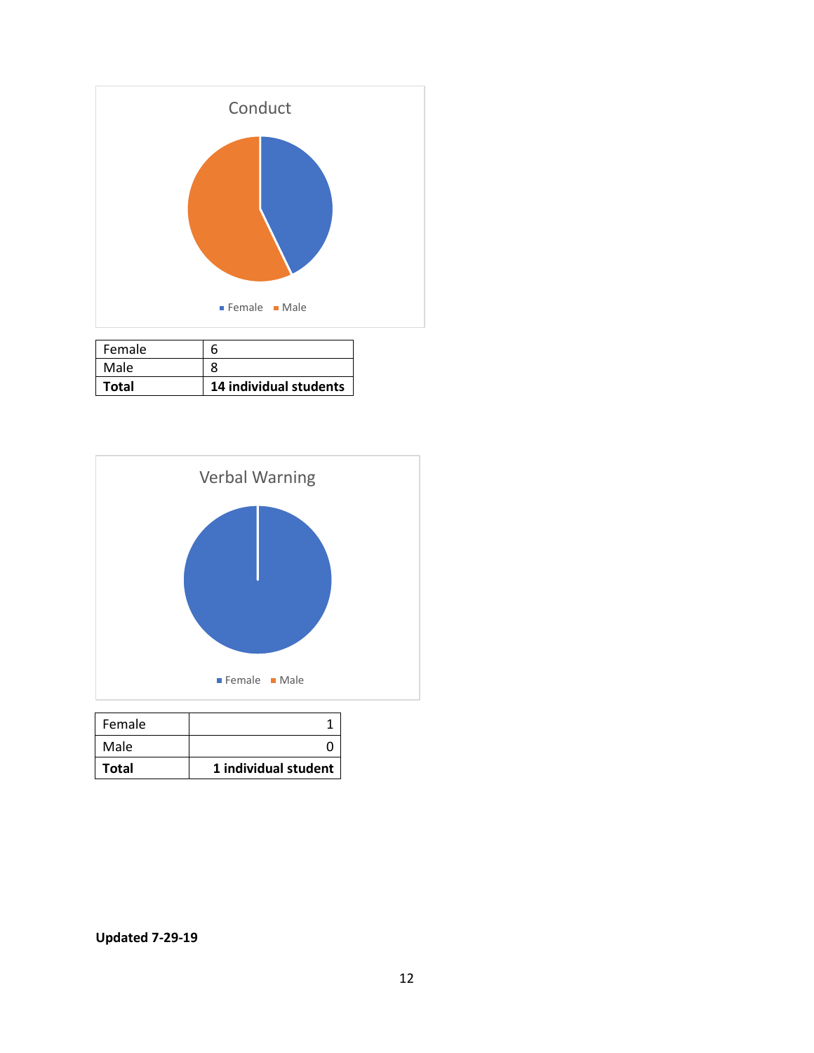Conduct

Female Male

| | |
|---|---|
| Female | 6 |
| Male | 8 |
| **Total** | **14 individual students** |

Verbal Warning

Female Male

| | |
|---|---|
| Female | 1 |
| Male | 0 |
| **Total** | **1 individual student** |

**Updated 7-29-19**